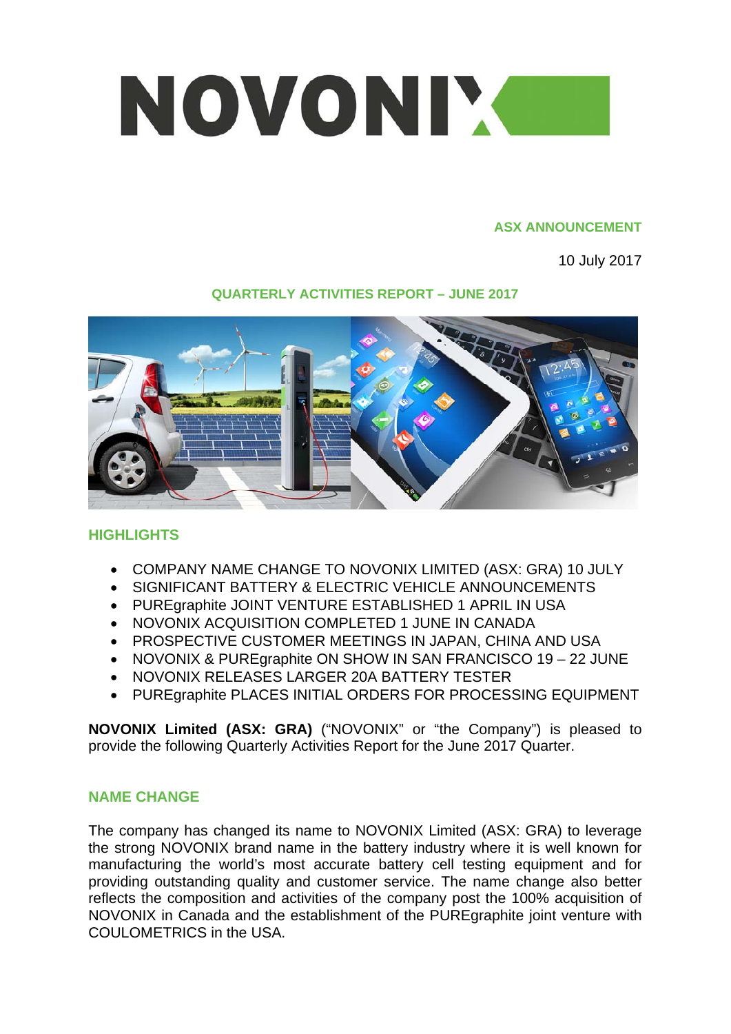# NOVONIX

**ASX ANNOUNCEMENT**

10 July 2017

## QUARTERLY ACTIVITIES REPORT – JUNE 2017

## HIGHLIGHTS

- COMPANY NAME CHANGE TO NOVONIX LIMITED (ASX: GRA) 10 JULY
- SIGNIFICANT BATTERY & ELECTRIC VEHICLE ANNOUNCEMENTS
- PUREgraphite JOINT VENTURE ESTABLISHED 1 APRIL IN USA
- NOVONIX ACQUISITION COMPLETED 1 JUNE IN CANADA
- PROSPECTIVE CUSTOMER MEETINGS IN JAPAN, CHINA AND USA
- NOVONIX & PUREgraphite ON SHOW IN SAN FRANCISCO 19 – 22 JUNE
- NOVONIX RELEASES LARGER 20A BATTERY TESTER
- PUREgraphite PLACES INITIAL ORDERS FOR PROCESSING EQUIPMENT

**NOVONIX Limited (ASX: GRA)** ("NOVONIX" or "the Company") is pleased to provide the following Quarterly Activities Report for the June 2017 Quarter.

## NAME CHANGE

The company has changed its name to NOVONIX Limited (ASX: GRA) to leverage the strong NOVONIX brand name in the battery industry where it is well known for manufacturing the world's most accurate battery cell testing equipment and for providing outstanding quality and customer service. The name change also better reflects the composition and activities of the company post the 100% acquisition of NOVONIX in Canada and the establishment of the PUREgraphite joint venture with COULOMETRICS in the USA.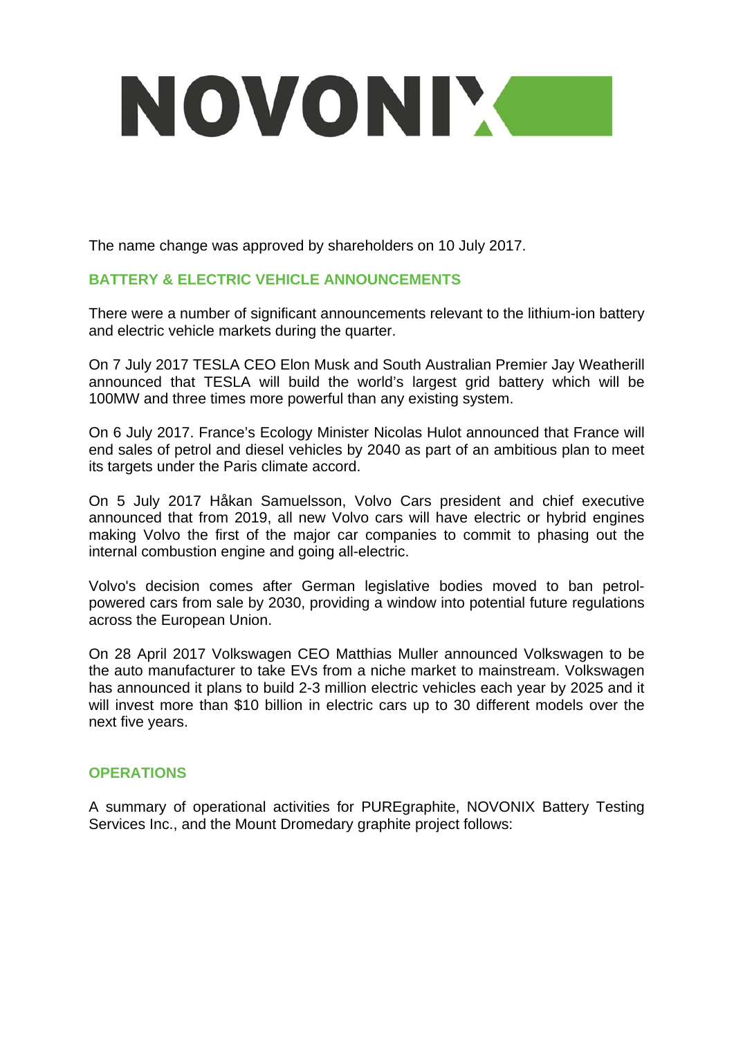The name change was approved by shareholders on 10 July 2017.

## BATTERY & ELECTRIC VEHICLE ANNOUNCEMENTS

There were a number of significant announcements relevant to the lithium-ion battery and electric vehicle markets during the quarter.

On 7 July 2017 TESLA CEO Elon Musk and South Australian Premier Jay Weatherill announced that TESLA will build the world's largest grid battery which will be 100MW and three times more powerful than any existing system.

On 6 July 2017. France's Ecology Minister Nicolas Hulot announced that France will end sales of petrol and diesel vehicles by 2040 as part of an ambitious plan to meet its targets under the Paris climate accord.

On 5 July 2017 Håkan Samuelsson, Volvo Cars president and chief executive announced that from 2019, all new Volvo cars will have electric or hybrid engines making Volvo the first of the major car companies to commit to phasing out the internal combustion engine and going all-electric.

Volvo's decision comes after German legislative bodies moved to ban petrol-powered cars from sale by 2030, providing a window into potential future regulations across the European Union.

On 28 April 2017 Volkswagen CEO Matthias Muller announced Volkswagen to be the auto manufacturer to take EVs from a niche market to mainstream. Volkswagen has announced it plans to build 2-3 million electric vehicles each year by 2025 and it will invest more than $10 billion in electric cars up to 30 different models over the next five years.

## OPERATIONS

A summary of operational activities for PUREgraphite, NOVONIX Battery Testing Services Inc., and the Mount Dromedary graphite project follows: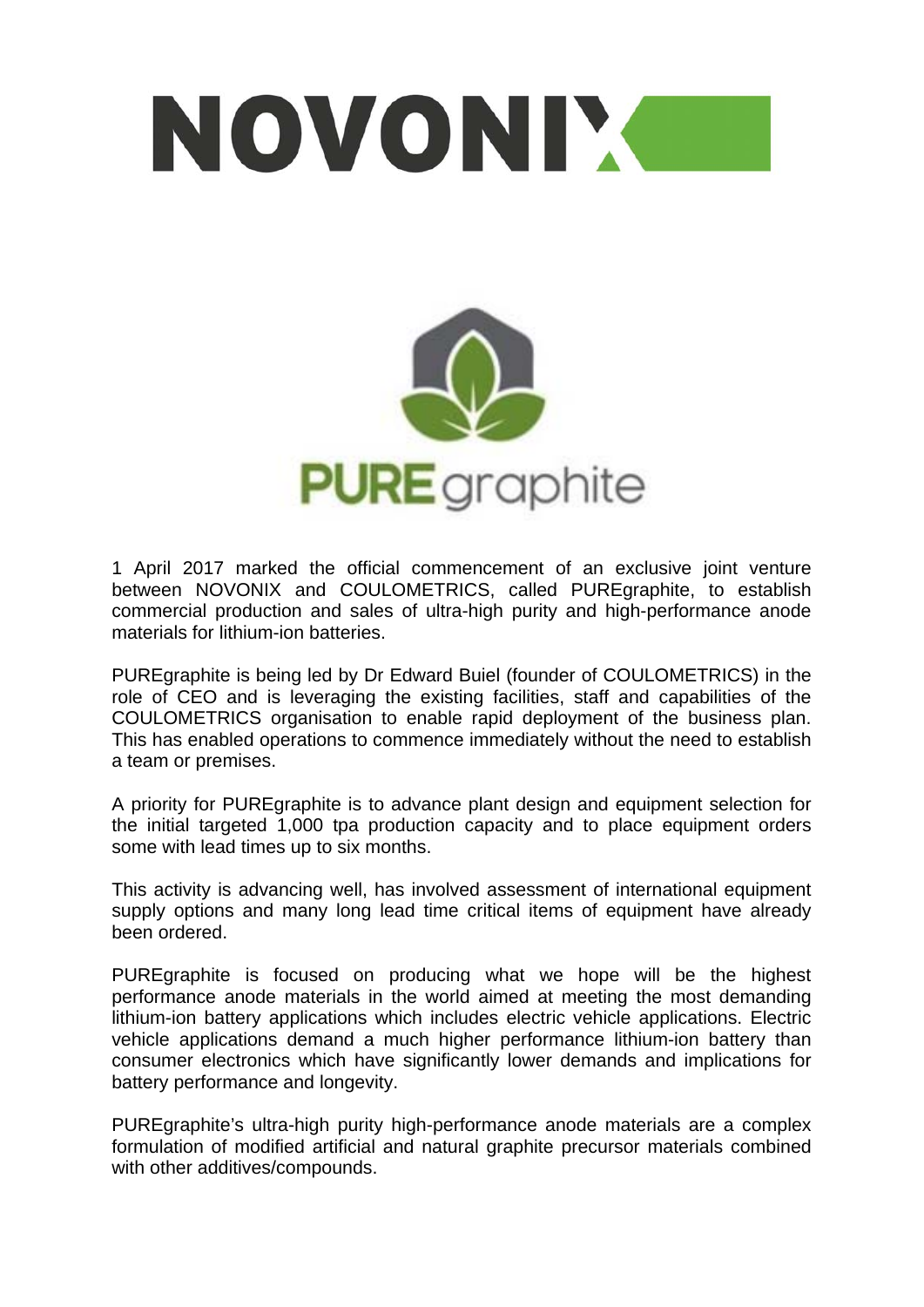NOVONIX

PUREgraphite

1 April 2017 marked the official commencement of an exclusive joint venture between NOVONIX and COULOMETRICS, called PUREgraphite, to establish commercial production and sales of ultra-high purity and high-performance anode materials for lithium-ion batteries.

PUREgraphite is being led by Dr Edward Buiel (founder of COULOMETRICS) in the role of CEO and is leveraging the existing facilities, staff and capabilities of the COULOMETRICS organisation to enable rapid deployment of the business plan. This has enabled operations to commence immediately without the need to establish a team or premises.

A priority for PUREgraphite is to advance plant design and equipment selection for the initial targeted 1,000 tpa production capacity and to place equipment orders some with lead times up to six months.

This activity is advancing well, has involved assessment of international equipment supply options and many long lead time critical items of equipment have already been ordered.

PUREgraphite is focused on producing what we hope will be the highest performance anode materials in the world aimed at meeting the most demanding lithium-ion battery applications which includes electric vehicle applications. Electric vehicle applications demand a much higher performance lithium-ion battery than consumer electronics which have significantly lower demands and implications for battery performance and longevity.

PUREgraphite's ultra-high purity high-performance anode materials are a complex formulation of modified artificial and natural graphite precursor materials combined with other additives/compounds.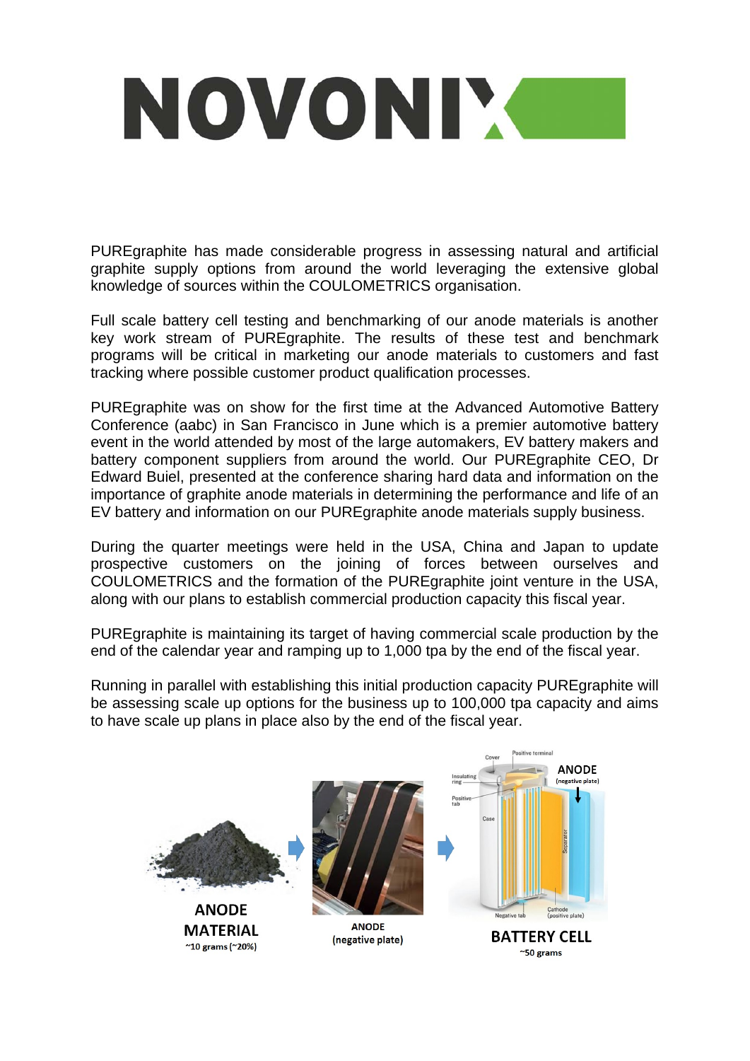PUREgraphite has made considerable progress in assessing natural and artificial graphite supply options from around the world leveraging the extensive global knowledge of sources within the COULOMETRICS organisation.

Full scale battery cell testing and benchmarking of our anode materials is another key work stream of PUREgraphite. The results of these test and benchmark programs will be critical in marketing our anode materials to customers and fast tracking where possible customer product qualification processes.

PUREgraphite was on show for the first time at the Advanced Automotive Battery Conference (aabc) in San Francisco in June which is a premier automotive battery event in the world attended by most of the large automakers, EV battery makers and battery component suppliers from around the world. Our PUREgraphite CEO, Dr Edward Buiel, presented at the conference sharing hard data and information on the importance of graphite anode materials in determining the performance and life of an EV battery and information on our PUREgraphite anode materials supply business.

During the quarter meetings were held in the USA, China and Japan to update prospective customers on the joining of forces between ourselves and COULOMETRICS and the formation of the PUREgraphite joint venture in the USA, along with our plans to establish commercial production capacity this fiscal year.

PUREgraphite is maintaining its target of having commercial scale production by the end of the calendar year and ramping up to 1,000 tpa by the end of the fiscal year.

Running in parallel with establishing this initial production capacity PUREgraphite will be assessing scale up options for the business up to 100,000 tpa capacity and aims to have scale up plans in place also by the end of the fiscal year.

**ANODE MATERIAL** ~10 grams (~20%) → **ANODE** (negative plate) → **BATTERY CELL** ~50 grams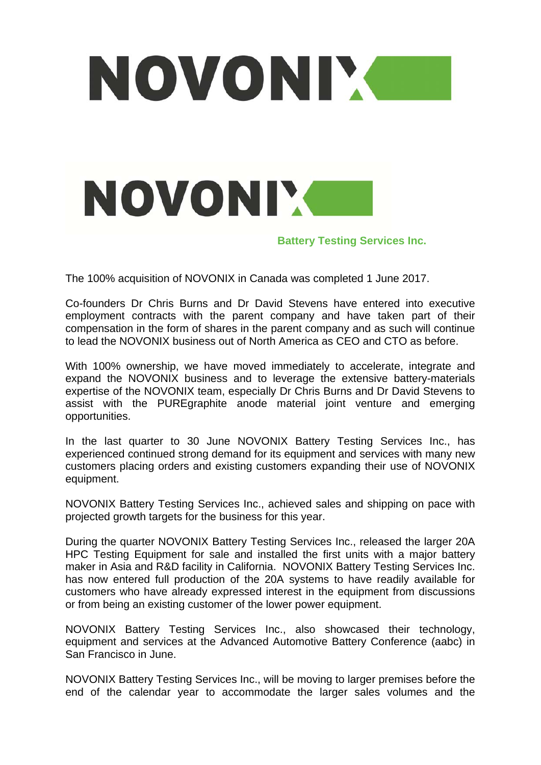**Battery Testing Services Inc.**

The 100% acquisition of NOVONIX in Canada was completed 1 June 2017.

Co-founders Dr Chris Burns and Dr David Stevens have entered into executive employment contracts with the parent company and have taken part of their compensation in the form of shares in the parent company and as such will continue to lead the NOVONIX business out of North America as CEO and CTO as before.

With 100% ownership, we have moved immediately to accelerate, integrate and expand the NOVONIX business and to leverage the extensive battery-materials expertise of the NOVONIX team, especially Dr Chris Burns and Dr David Stevens to assist with the PUREgraphite anode material joint venture and emerging opportunities.

In the last quarter to 30 June NOVONIX Battery Testing Services Inc., has experienced continued strong demand for its equipment and services with many new customers placing orders and existing customers expanding their use of NOVONIX equipment.

NOVONIX Battery Testing Services Inc., achieved sales and shipping on pace with projected growth targets for the business for this year.

During the quarter NOVONIX Battery Testing Services Inc., released the larger 20A HPC Testing Equipment for sale and installed the first units with a major battery maker in Asia and R&D facility in California. NOVONIX Battery Testing Services Inc. has now entered full production of the 20A systems to have readily available for customers who have already expressed interest in the equipment from discussions or from being an existing customer of the lower power equipment.

NOVONIX Battery Testing Services Inc., also showcased their technology, equipment and services at the Advanced Automotive Battery Conference (aabc) in San Francisco in June.

NOVONIX Battery Testing Services Inc., will be moving to larger premises before the end of the calendar year to accommodate the larger sales volumes and the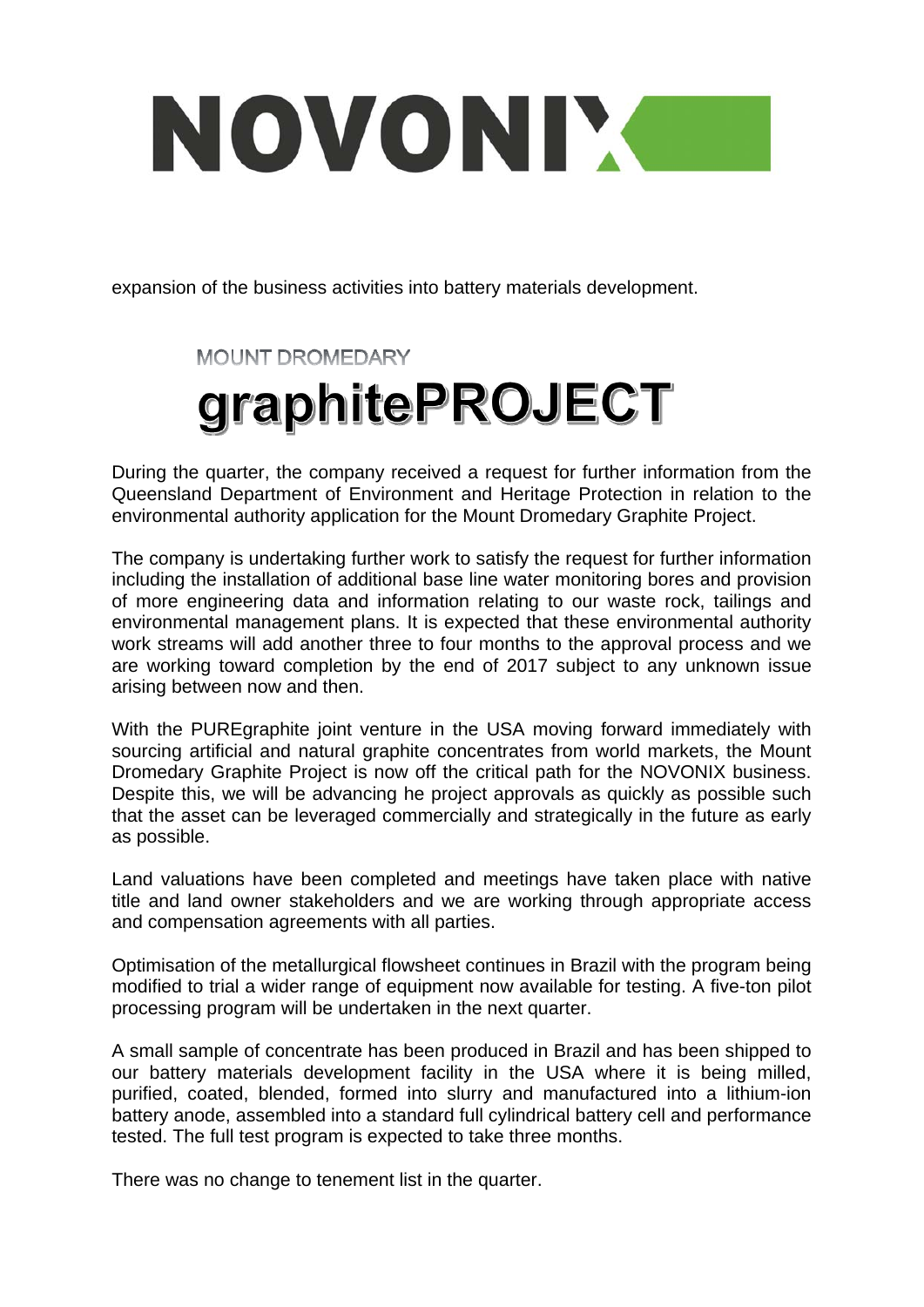expansion of the business activities into battery materials development.

## MOUNT DROMEDARY graphitePROJECT

During the quarter, the company received a request for further information from the Queensland Department of Environment and Heritage Protection in relation to the environmental authority application for the Mount Dromedary Graphite Project.

The company is undertaking further work to satisfy the request for further information including the installation of additional base line water monitoring bores and provision of more engineering data and information relating to our waste rock, tailings and environmental management plans. It is expected that these environmental authority work streams will add another three to four months to the approval process and we are working toward completion by the end of 2017 subject to any unknown issue arising between now and then.

With the PUREgraphite joint venture in the USA moving forward immediately with sourcing artificial and natural graphite concentrates from world markets, the Mount Dromedary Graphite Project is now off the critical path for the NOVONIX business. Despite this, we will be advancing he project approvals as quickly as possible such that the asset can be leveraged commercially and strategically in the future as early as possible.

Land valuations have been completed and meetings have taken place with native title and land owner stakeholders and we are working through appropriate access and compensation agreements with all parties.

Optimisation of the metallurgical flowsheet continues in Brazil with the program being modified to trial a wider range of equipment now available for testing. A five-ton pilot processing program will be undertaken in the next quarter.

A small sample of concentrate has been produced in Brazil and has been shipped to our battery materials development facility in the USA where it is being milled, purified, coated, blended, formed into slurry and manufactured into a lithium-ion battery anode, assembled into a standard full cylindrical battery cell and performance tested. The full test program is expected to take three months.

There was no change to tenement list in the quarter.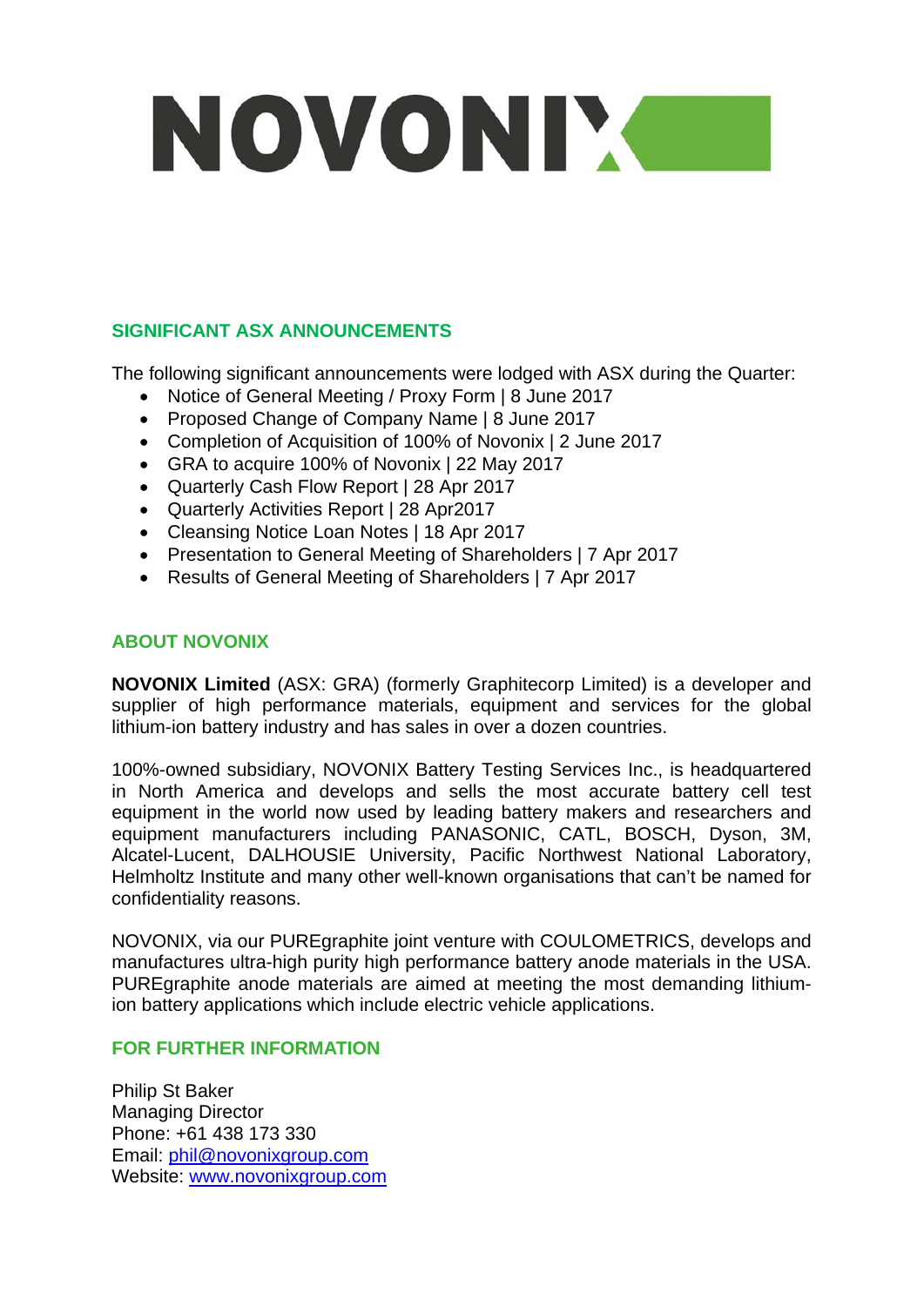## SIGNIFICANT ASX ANNOUNCEMENTS

The following significant announcements were lodged with ASX during the Quarter:

- Notice of General Meeting / Proxy Form | 8 June 2017
- Proposed Change of Company Name | 8 June 2017
- Completion of Acquisition of 100% of Novonix | 2 June 2017
- GRA to acquire 100% of Novonix | 22 May 2017
- Quarterly Cash Flow Report | 28 Apr 2017
- Quarterly Activities Report | 28 Apr2017
- Cleansing Notice Loan Notes | 18 Apr 2017
- Presentation to General Meeting of Shareholders | 7 Apr 2017
- Results of General Meeting of Shareholders | 7 Apr 2017

## ABOUT NOVONIX

**NOVONIX Limited** (ASX: GRA) (formerly Graphitecorp Limited) is a developer and supplier of high performance materials, equipment and services for the global lithium-ion battery industry and has sales in over a dozen countries.

100%-owned subsidiary, NOVONIX Battery Testing Services Inc., is headquartered in North America and develops and sells the most accurate battery cell test equipment in the world now used by leading battery makers and researchers and equipment manufacturers including PANASONIC, CATL, BOSCH, Dyson, 3M, Alcatel-Lucent, DALHOUSIE University, Pacific Northwest National Laboratory, Helmholtz Institute and many other well-known organisations that can't be named for confidentiality reasons.

NOVONIX, via our PUREgraphite joint venture with COULOMETRICS, develops and manufactures ultra-high purity high performance battery anode materials in the USA. PUREgraphite anode materials are aimed at meeting the most demanding lithium-ion battery applications which include electric vehicle applications.

## FOR FURTHER INFORMATION

Philip St Baker
Managing Director
Phone: +61 438 173 330
Email: phil@novonixgroup.com
Website: www.novonixgroup.com